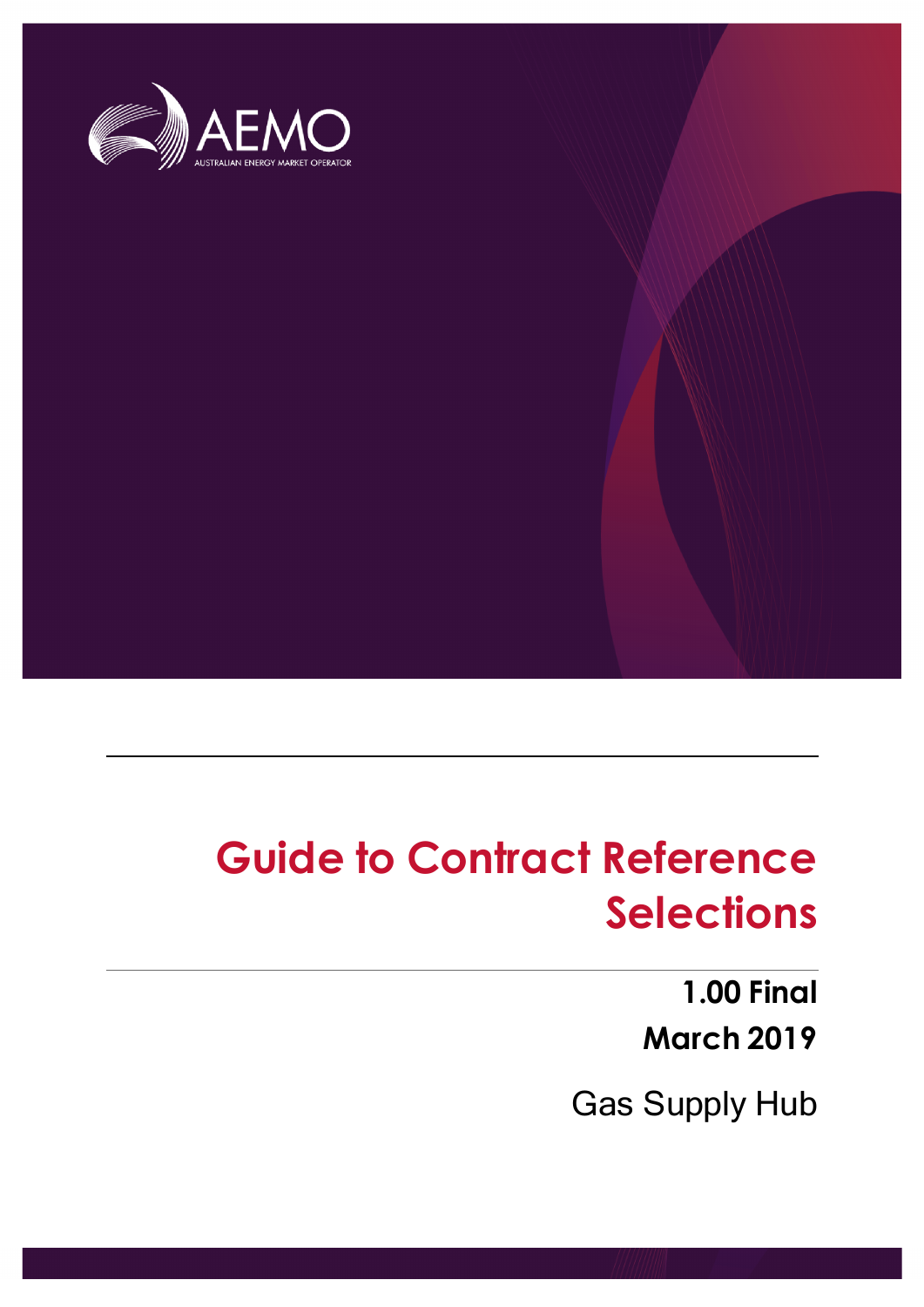AEMO

AUSTRALIAN ENERGY MARKET OPERATOR

# Guide to Contract Reference Selections

**1.00 Final**

**March 2019**

Gas Supply Hub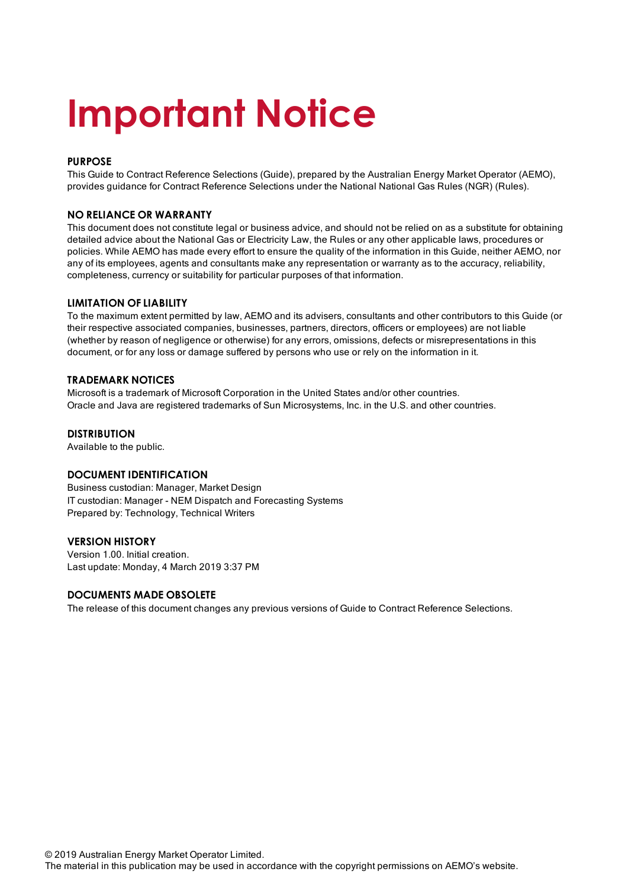# Important Notice

### PURPOSE

This Guide to Contract Reference Selections (Guide), prepared by the Australian Energy Market Operator (AEMO), provides guidance for Contract Reference Selections under the National National Gas Rules (NGR) (Rules).

### NO RELIANCE OR WARRANTY

This document does not constitute legal or business advice, and should not be relied on as a substitute for obtaining detailed advice about the National Gas or Electricity Law, the Rules or any other applicable laws, procedures or policies. While AEMO has made every effort to ensure the quality of the information in this Guide, neither AEMO, nor any of its employees, agents and consultants make any representation or warranty as to the accuracy, reliability, completeness, currency or suitability for particular purposes of that information.

### LIMITATION OF LIABILITY

To the maximum extent permitted by law, AEMO and its advisers, consultants and other contributors to this Guide (or their respective associated companies, businesses, partners, directors, officers or employees) are not liable (whether by reason of negligence or otherwise) for any errors, omissions, defects or misrepresentations in this document, or for any loss or damage suffered by persons who use or rely on the information in it.

### TRADEMARK NOTICES

Microsoft is a trademark of Microsoft Corporation in the United States and/or other countries.
Oracle and Java are registered trademarks of Sun Microsystems, Inc. in the U.S. and other countries.

### DISTRIBUTION

Available to the public.

### DOCUMENT IDENTIFICATION

Business custodian: Manager, Market Design
IT custodian: Manager - NEM Dispatch and Forecasting Systems
Prepared by: Technology, Technical Writers

### VERSION HISTORY

Version 1.00. Initial creation.
Last update: Monday, 4 March 2019 3:37 PM

### DOCUMENTS MADE OBSOLETE

The release of this document changes any previous versions of Guide to Contract Reference Selections.

© 2019 Australian Energy Market Operator Limited.
The material in this publication may be used in accordance with the copyright permissions on AEMO's website.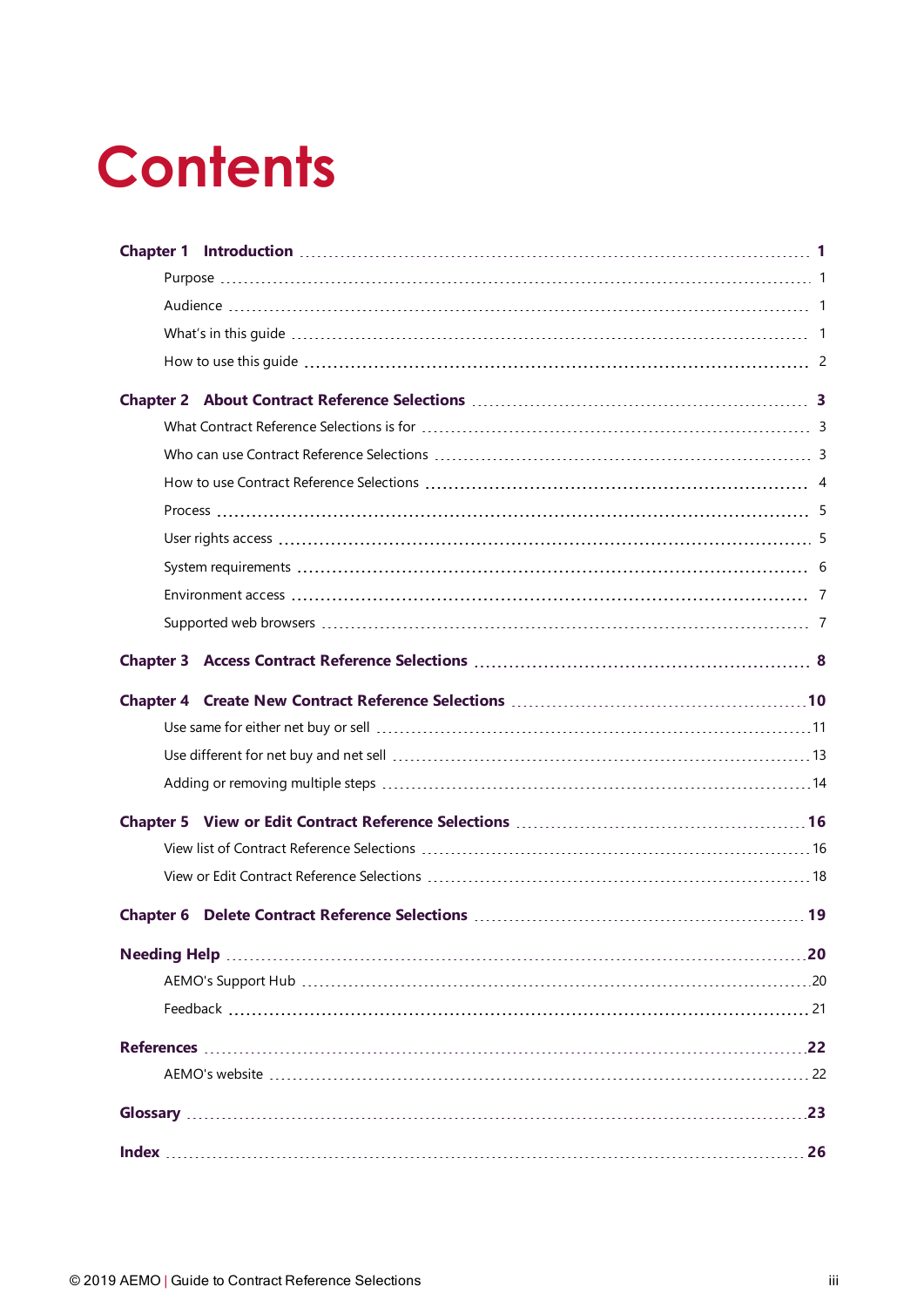# Contents

**Chapter 1 Introduction** ..... **1**

- Purpose ..... 1
- Audience ..... 1
- What's in this guide ..... 1
- How to use this guide ..... 2

**Chapter 2 About Contract Reference Selections** ..... **3**

- What Contract Reference Selections is for ..... 3
- Who can use Contract Reference Selections ..... 3
- How to use Contract Reference Selections ..... 4
- Process ..... 5
- User rights access ..... 5
- System requirements ..... 6
- Environment access ..... 7
- Supported web browsers ..... 7

**Chapter 3 Access Contract Reference Selections** ..... **8**

**Chapter 4 Create New Contract Reference Selections** ..... **10**

- Use same for either net buy or sell ..... 11
- Use different for net buy and net sell ..... 13
- Adding or removing multiple steps ..... 14

**Chapter 5 View or Edit Contract Reference Selections** ..... **16**

- View list of Contract Reference Selections ..... 16
- View or Edit Contract Reference Selections ..... 18

**Chapter 6 Delete Contract Reference Selections** ..... **19**

**Needing Help** ..... **20**

- AEMO's Support Hub ..... 20
- Feedback ..... 21

**References** ..... **22**

- AEMO's website ..... 22

**Glossary** ..... **23**

**Index** ..... **26**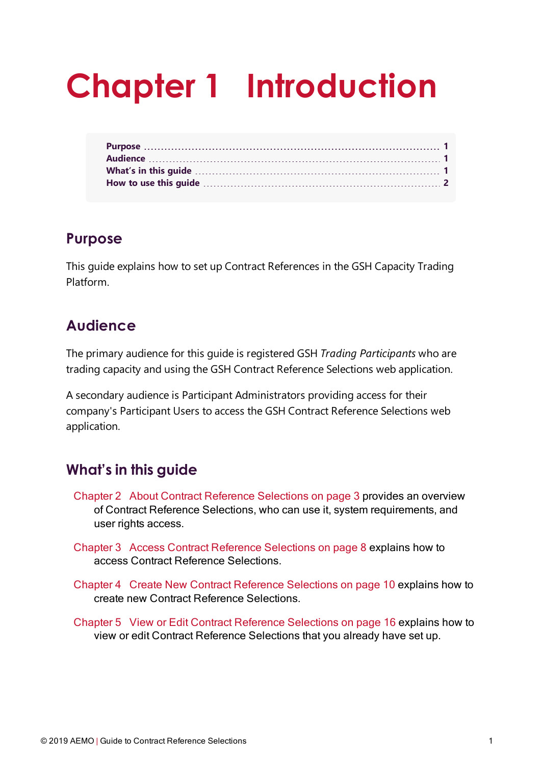# Chapter 1 Introduction

| | |
|---|---|
| **Purpose** | **1** |
| **Audience** | **1** |
| **What's in this guide** | **1** |
| **How to use this guide** | **2** |

## Purpose

This guide explains how to set up Contract References in the GSH Capacity Trading Platform.

## Audience

The primary audience for this guide is registered GSH *Trading Participants* who are trading capacity and using the GSH Contract Reference Selections web application.

A secondary audience is Participant Administrators providing access for their company's Participant Users to access the GSH Contract Reference Selections web application.

## What's in this guide

Chapter 2 About Contract Reference Selections on page 3 provides an overview of Contract Reference Selections, who can use it, system requirements, and user rights access.

Chapter 3 Access Contract Reference Selections on page 8 explains how to access Contract Reference Selections.

Chapter 4 Create New Contract Reference Selections on page 10 explains how to create new Contract Reference Selections.

Chapter 5 View or Edit Contract Reference Selections on page 16 explains how to view or edit Contract Reference Selections that you already have set up.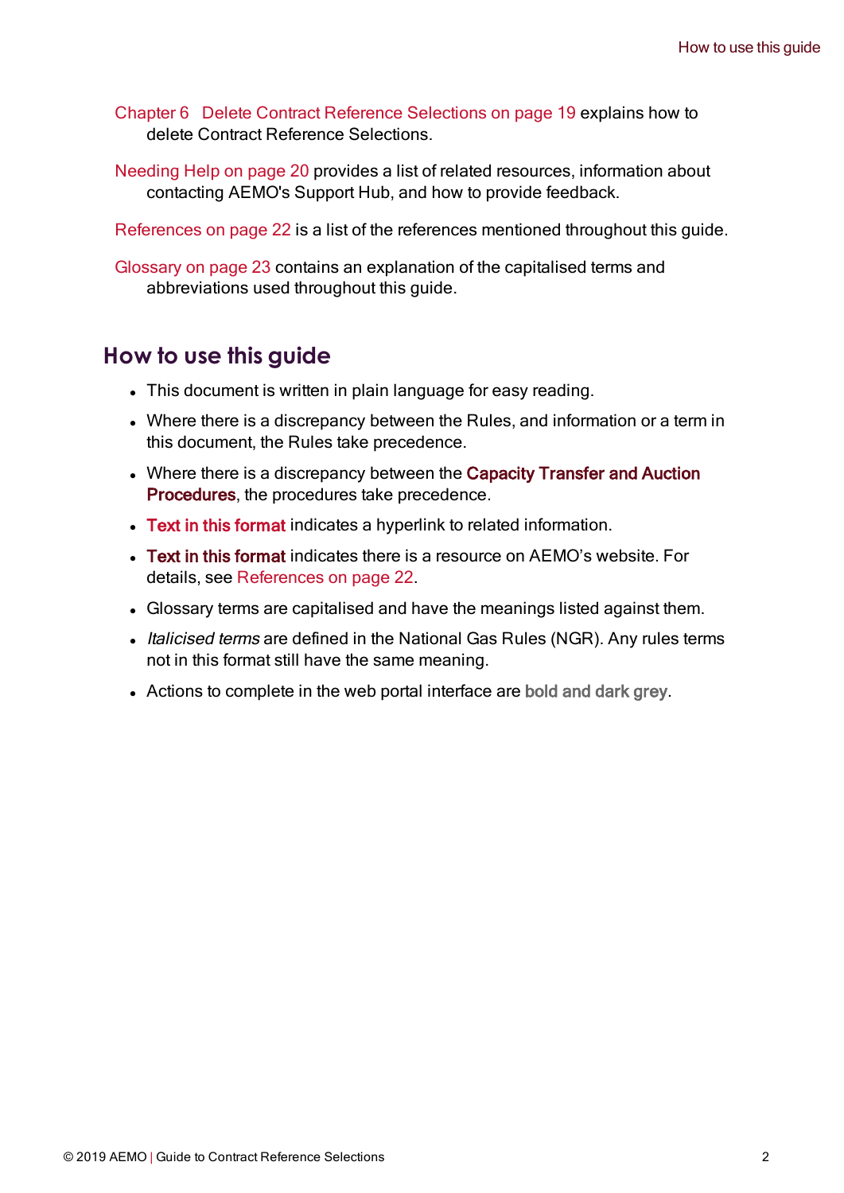Chapter 6 Delete Contract Reference Selections on page 19 explains how to delete Contract Reference Selections.

Needing Help on page 20 provides a list of related resources, information about contacting AEMO's Support Hub, and how to provide feedback.

References on page 22 is a list of the references mentioned throughout this guide.

Glossary on page 23 contains an explanation of the capitalised terms and abbreviations used throughout this guide.

## How to use this guide

- This document is written in plain language for easy reading.
- Where there is a discrepancy between the Rules, and information or a term in this document, the Rules take precedence.
- Where there is a discrepancy between the **Capacity Transfer and Auction Procedures**, the procedures take precedence.
- **Text in this format** indicates a hyperlink to related information.
- **Text in this format** indicates there is a resource on AEMO's website. For details, see References on page 22.
- Glossary terms are capitalised and have the meanings listed against them.
- *Italicised terms* are defined in the National Gas Rules (NGR). Any rules terms not in this format still have the same meaning.
- Actions to complete in the web portal interface are **bold and dark grey**.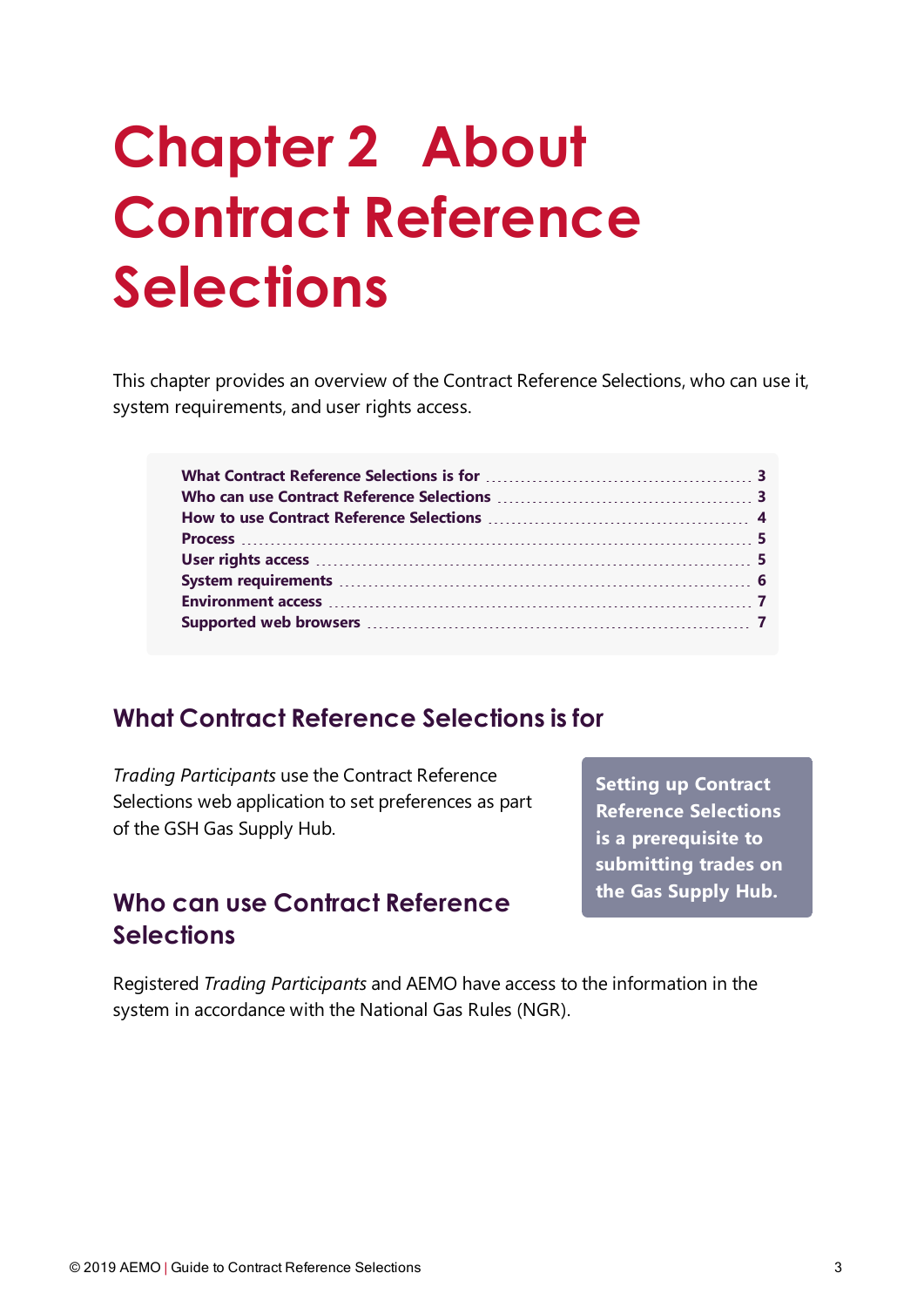# Chapter 2 About Contract Reference Selections

This chapter provides an overview of the Contract Reference Selections, who can use it, system requirements, and user rights access.

| | |
|---|---|
| What Contract Reference Selections is for | 3 |
| Who can use Contract Reference Selections | 3 |
| How to use Contract Reference Selections | 4 |
| Process | 5 |
| User rights access | 5 |
| System requirements | 6 |
| Environment access | 7 |
| Supported web browsers | 7 |

## What Contract Reference Selections is for

*Trading Participants* use the Contract Reference Selections web application to set preferences as part of the GSH Gas Supply Hub.

**Setting up Contract Reference Selections is a prerequisite to submitting trades on the Gas Supply Hub.**

## Who can use Contract Reference Selections

Registered *Trading Participants* and AEMO have access to the information in the system in accordance with the National Gas Rules (NGR).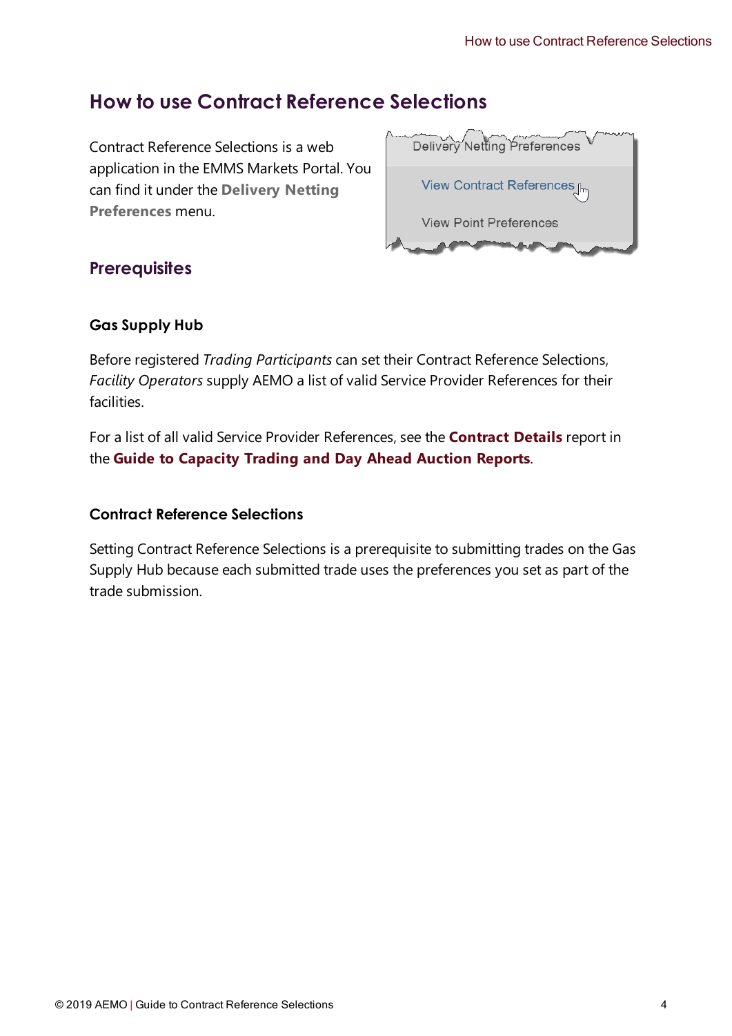# How to use Contract Reference Selections

Contract Reference Selections is a web application in the EMMS Markets Portal. You can find it under the **Delivery Netting Preferences** menu.

## Prerequisites

### Gas Supply Hub

Before registered *Trading Participants* can set their Contract Reference Selections, *Facility Operators* supply AEMO a list of valid Service Provider References for their facilities.

For a list of all valid Service Provider References, see the **Contract Details** report in the **Guide to Capacity Trading and Day Ahead Auction Reports**.

### Contract Reference Selections

Setting Contract Reference Selections is a prerequisite to submitting trades on the Gas Supply Hub because each submitted trade uses the preferences you set as part of the trade submission.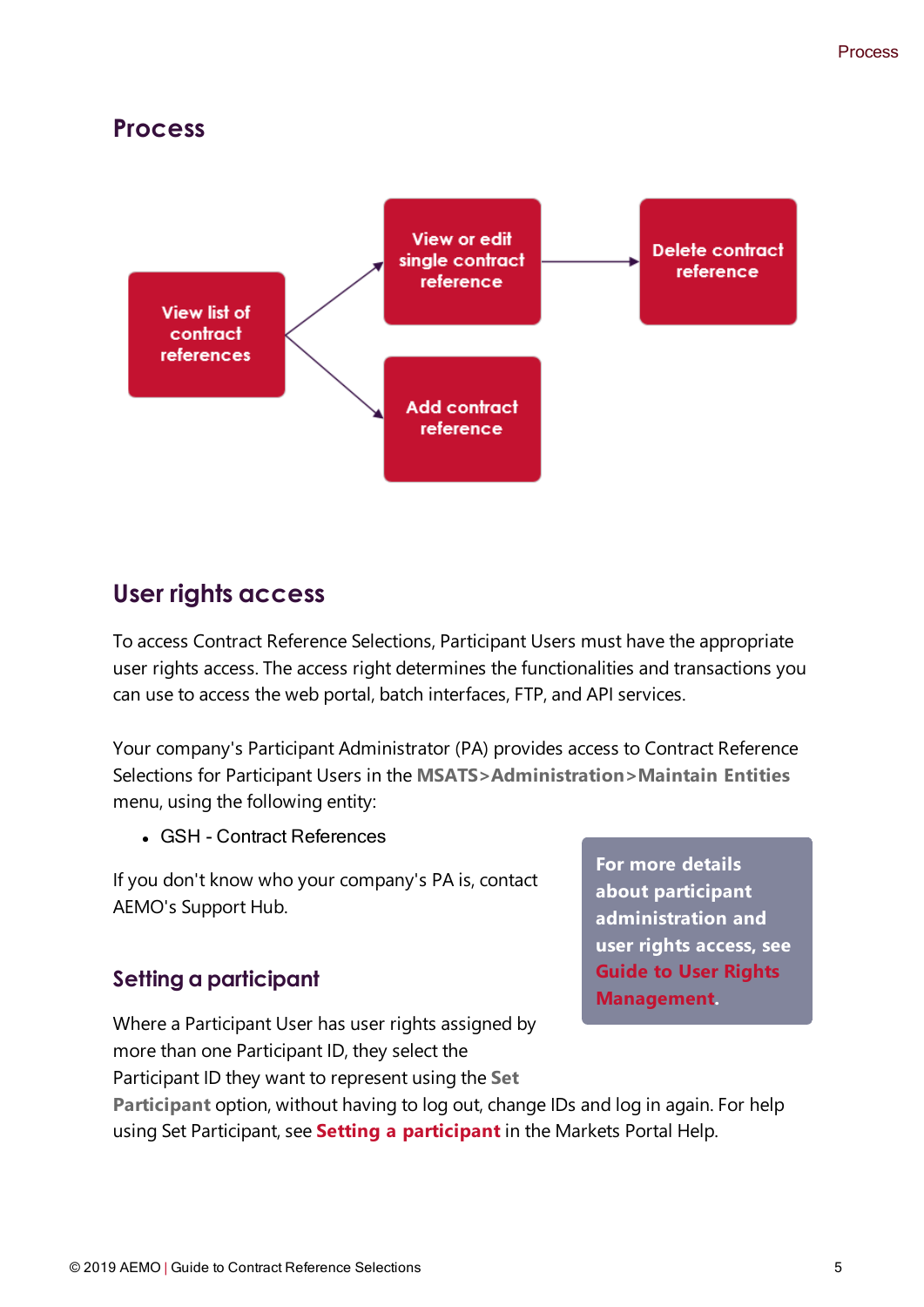## Process

View list of contract references → View or edit single contract reference → Delete contract reference

View list of contract references → Add contract reference

## User rights access

To access Contract Reference Selections, Participant Users must have the appropriate user rights access. The access right determines the functionalities and transactions you can use to access the web portal, batch interfaces, FTP, and API services.

Your company's Participant Administrator (PA) provides access to Contract Reference Selections for Participant Users in the **MSATS>Administration>Maintain Entities** menu, using the following entity:

- GSH - Contract References

If you don't know who your company's PA is, contact AEMO's Support Hub.

**For more details about participant administration and user rights access, see Guide to User Rights Management.**

### Setting a participant

Where a Participant User has user rights assigned by more than one Participant ID, they select the Participant ID they want to represent using the **Set Participant** option, without having to log out, change IDs and log in again. For help using Set Participant, see **Setting a participant** in the Markets Portal Help.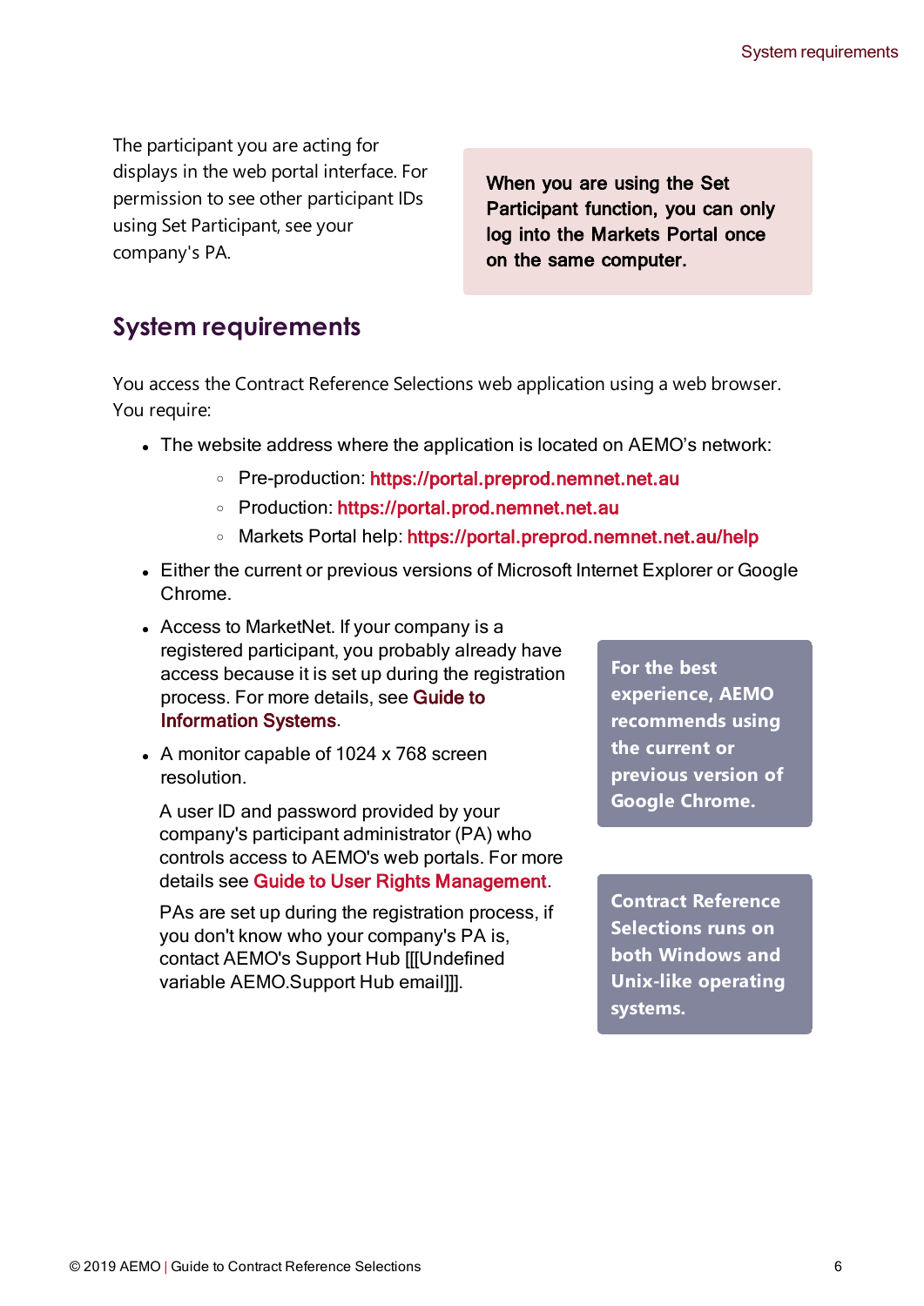The participant you are acting for displays in the web portal interface. For permission to see other participant IDs using Set Participant, see your company's PA.

> **When you are using the Set Participant function, you can only log into the Markets Portal once on the same computer.**

## System requirements

You access the Contract Reference Selections web application using a web browser. You require:

- The website address where the application is located on AEMO's network:
  - Pre-production: https://portal.preprod.nemnet.net.au
  - Production: https://portal.prod.nemnet.net.au
  - Markets Portal help: https://portal.preprod.nemnet.net.au/help
- Either the current or previous versions of Microsoft Internet Explorer or Google Chrome.
- Access to MarketNet. If your company is a registered participant, you probably already have access because it is set up during the registration process. For more details, see Guide to Information Systems.
- A monitor capable of 1024 x 768 screen resolution.

  A user ID and password provided by your company's participant administrator (PA) who controls access to AEMO's web portals. For more details see Guide to User Rights Management.

  PAs are set up during the registration process, if you don't know who your company's PA is, contact AEMO's Support Hub [[[Undefined variable AEMO.Support Hub email]]].

> **For the best experience, AEMO recommends using the current or previous version of Google Chrome.**

> **Contract Reference Selections runs on both Windows and Unix-like operating systems.**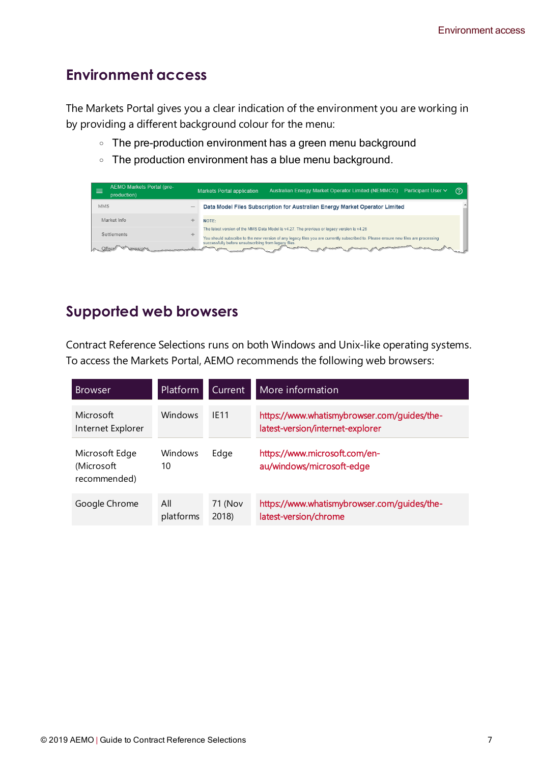## Environment access

The Markets Portal gives you a clear indication of the environment you are working in by providing a different background colour for the menu:

- The pre-production environment has a green menu background
- The production environment has a blue menu background.

## Supported web browsers

Contract Reference Selections runs on both Windows and Unix-like operating systems. To access the Markets Portal, AEMO recommends the following web browsers:

| Browser | Platform | Current | More information |
| --- | --- | --- | --- |
| Microsoft Internet Explorer | Windows | IE11 | https://www.whatismybrowser.com/guides/the-latest-version/internet-explorer |
| Microsoft Edge (Microsoft recommended) | Windows 10 | Edge | https://www.microsoft.com/en-au/windows/microsoft-edge |
| Google Chrome | All platforms | 71 (Nov 2018) | https://www.whatismybrowser.com/guides/the-latest-version/chrome |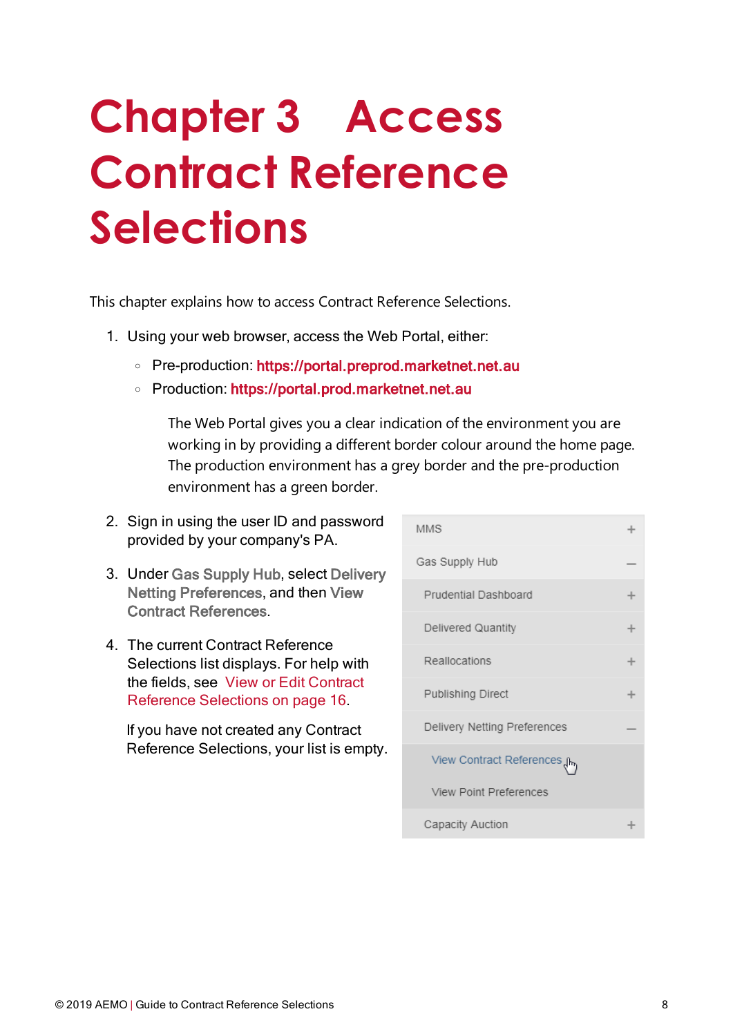# Chapter 3 Access Contract Reference Selections

This chapter explains how to access Contract Reference Selections.

1. Using your web browser, access the Web Portal, either:
   - Pre-production: https://portal.preprod.marketnet.net.au
   - Production: https://portal.prod.marketnet.net.au

   The Web Portal gives you a clear indication of the environment you are working in by providing a different border colour around the home page. The production environment has a grey border and the pre-production environment has a green border.

2. Sign in using the user ID and password provided by your company's PA.

3. Under Gas Supply Hub, select Delivery Netting Preferences, and then View Contract References.

4. The current Contract Reference Selections list displays. For help with the fields, see View or Edit Contract Reference Selections on page 16.

   If you have not created any Contract Reference Selections, your list is empty.

MMS +
Gas Supply Hub –
Prudential Dashboard +
Delivered Quantity +
Reallocations +
Publishing Direct +
Delivery Netting Preferences –
View Contract References
View Point Preferences
Capacity Auction +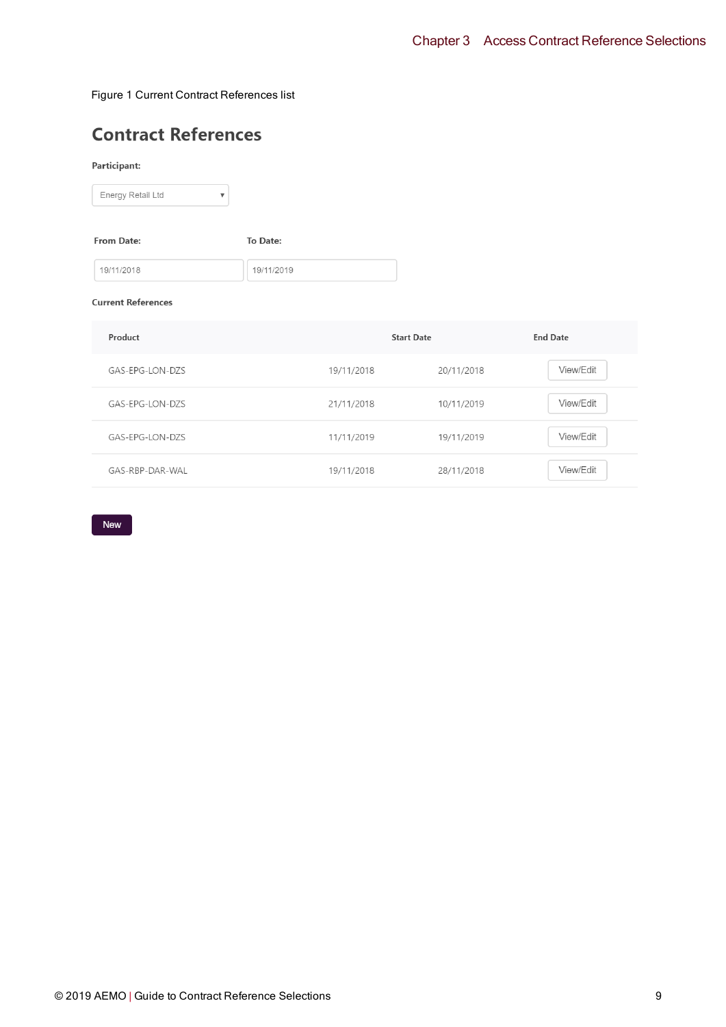Figure 1 Current Contract References list

## Contract References

**Participant:**

Energy Retail Ltd

**From Date:** 19/11/2018

**To Date:** 19/11/2019

**Current References**

| Product | Start Date | End Date | |
|---|---|---|---|
| GAS-EPG-LON-DZS | 19/11/2018 | 20/11/2018 | View/Edit |
| GAS-EPG-LON-DZS | 21/11/2018 | 10/11/2019 | View/Edit |
| GAS-EPG-LON-DZS | 11/11/2019 | 19/11/2019 | View/Edit |
| GAS-RBP-DAR-WAL | 19/11/2018 | 28/11/2018 | View/Edit |

New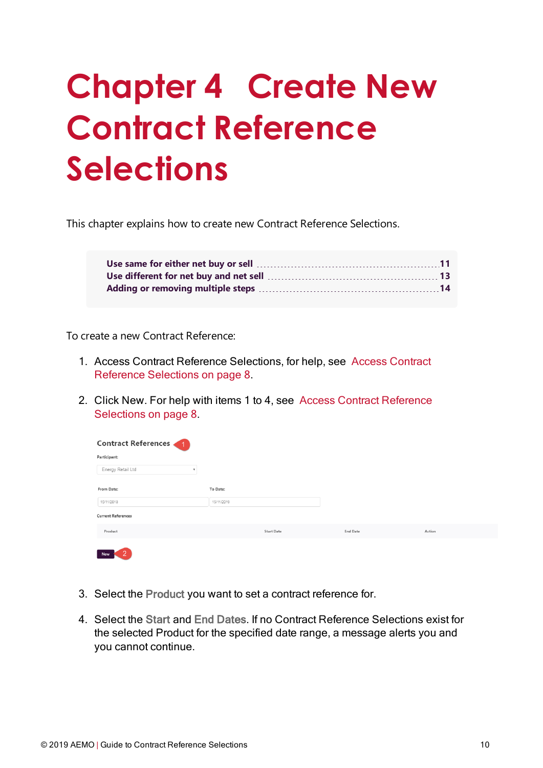# Chapter 4 Create New Contract Reference Selections

This chapter explains how to create new Contract Reference Selections.

| | |
|---|---|
| Use same for either net buy or sell | 11 |
| Use different for net buy and net sell | 13 |
| Adding or removing multiple steps | 14 |

To create a new Contract Reference:

1. Access Contract Reference Selections, for help, see Access Contract Reference Selections on page 8.

2. Click New. For help with items 1 to 4, see Access Contract Reference Selections on page 8.

   Contract References 1

   Participant:

   Energy Retail Ltd

   From Date: 15/11/2018 To Date: 15/11/2019

   Current References

   | Product | Start Date | End Date | Action |
   |---|---|---|---|

   New 2

3. Select the **Product** you want to set a contract reference for.

4. Select the **Start** and **End Dates**. If no Contract Reference Selections exist for the selected Product for the specified date range, a message alerts you and you cannot continue.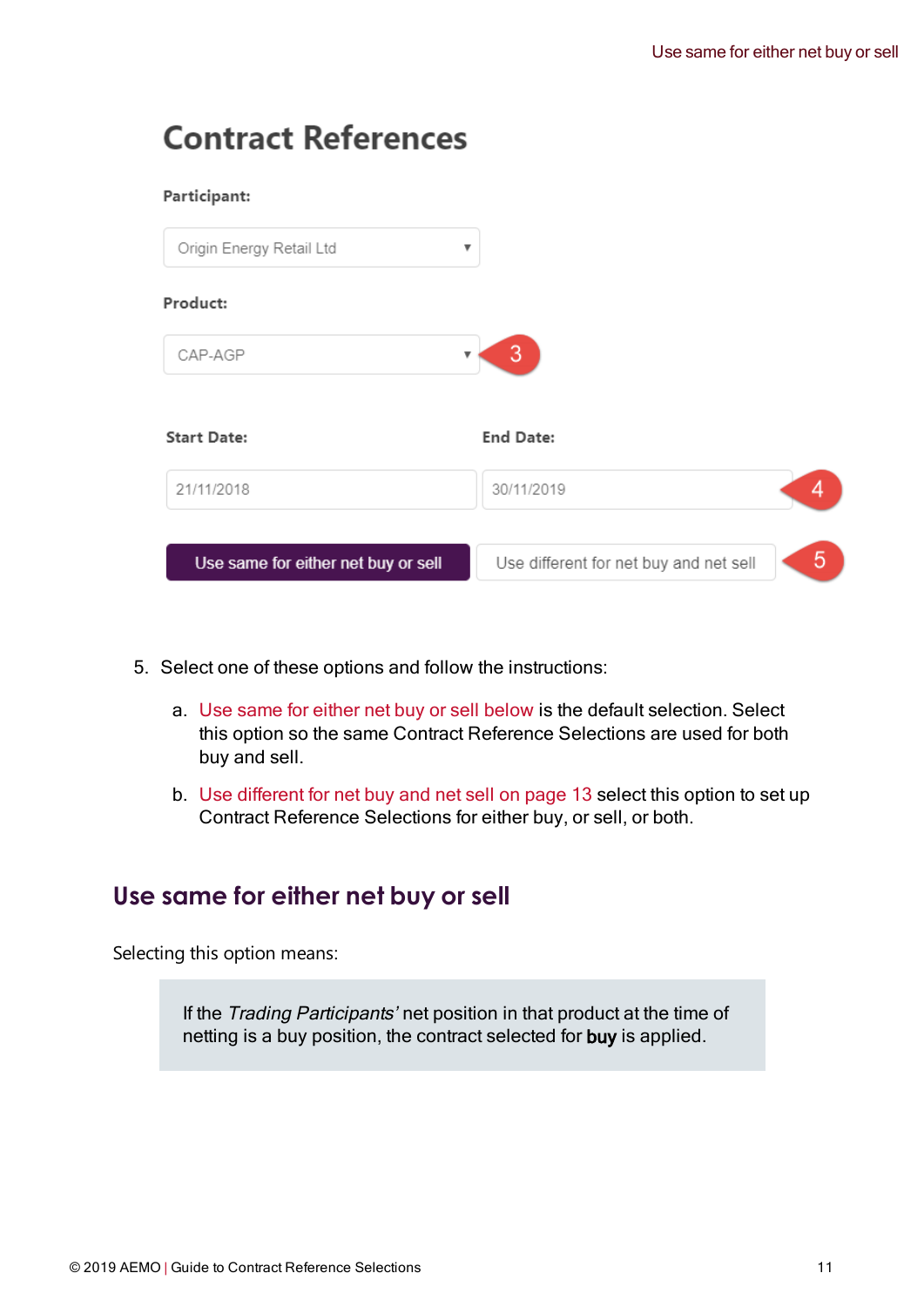## Contract References

**Participant:**

Origin Energy Retail Ltd

**Product:**

CAP-AGP

3

**Start Date:** 21/11/2018

**End Date:** 30/11/2019

4

Use same for either net buy or sell | Use different for net buy and net sell

5

5. Select one of these options and follow the instructions:

   a. Use same for either net buy or sell below is the default selection. Select this option so the same Contract Reference Selections are used for both buy and sell.

   b. Use different for net buy and net sell on page 13 select this option to set up Contract Reference Selections for either buy, or sell, or both.

## Use same for either net buy or sell

Selecting this option means:

> If the *Trading Participants'* net position in that product at the time of netting is a buy position, the contract selected for **buy** is applied.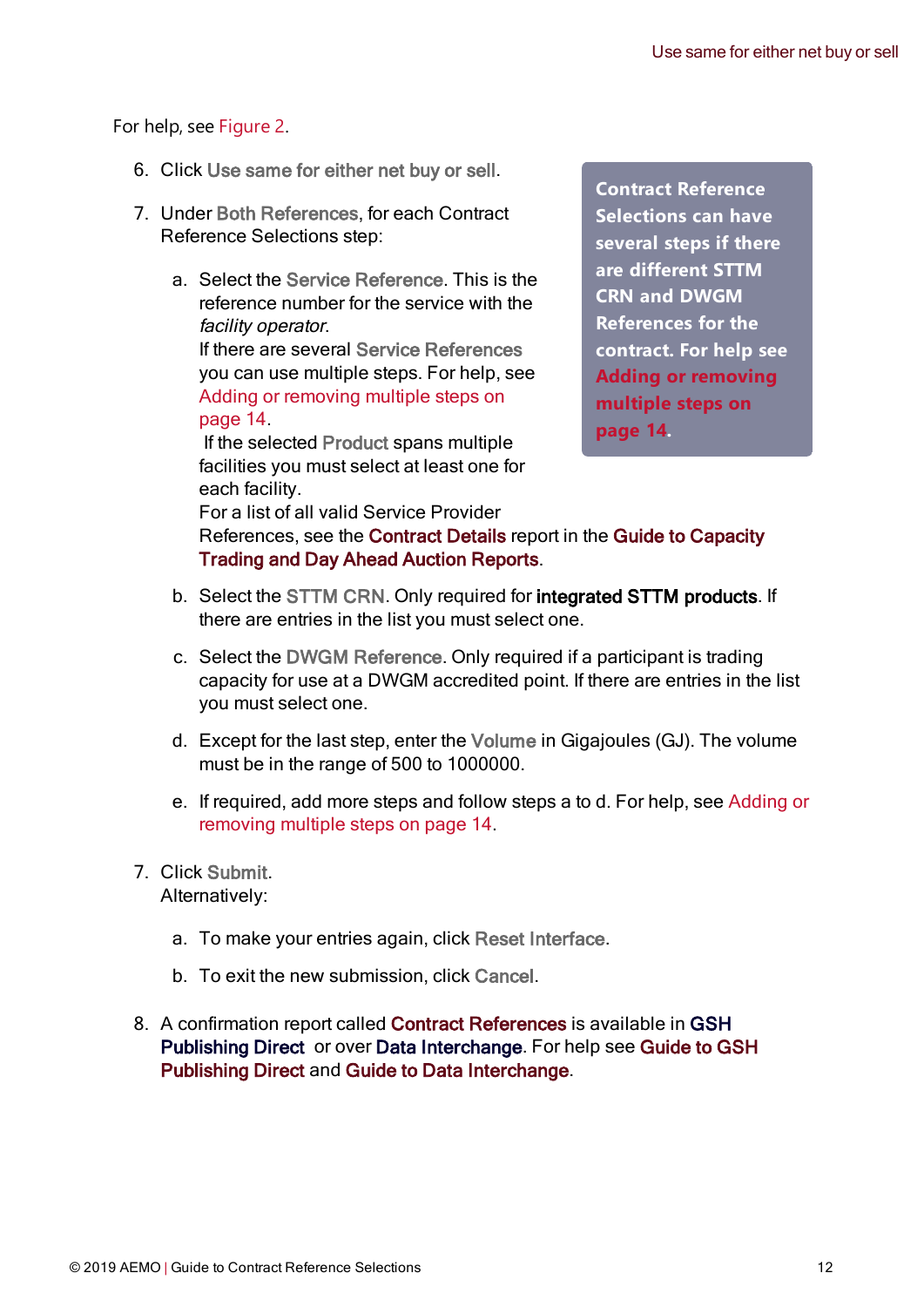For help, see Figure 2.

6. Click Use same for either net buy or sell.

> **Contract Reference Selections can have several steps if there are different STTM CRN and DWGM References for the contract. For help see Adding or removing multiple steps on page 14.**

7. Under Both References, for each Contract Reference Selections step:

   a. Select the Service Reference. This is the reference number for the service with the *facility operator*.
      If there are several Service References you can use multiple steps. For help, see Adding or removing multiple steps on page 14.
      If the selected Product spans multiple facilities you must select at least one for each facility.
      For a list of all valid Service Provider References, see the Contract Details report in the Guide to Capacity Trading and Day Ahead Auction Reports.

   b. Select the STTM CRN. Only required for **integrated STTM products**. If there are entries in the list you must select one.

   c. Select the DWGM Reference. Only required if a participant is trading capacity for use at a DWGM accredited point. If there are entries in the list you must select one.

   d. Except for the last step, enter the Volume in Gigajoules (GJ). The volume must be in the range of 500 to 1000000.

   e. If required, add more steps and follow steps a to d. For help, see Adding or removing multiple steps on page 14.

7. Click Submit.
   Alternatively:

   a. To make your entries again, click Reset Interface.

   b. To exit the new submission, click Cancel.

8. A confirmation report called Contract References is available in GSH Publishing Direct or over Data Interchange. For help see Guide to GSH Publishing Direct and Guide to Data Interchange.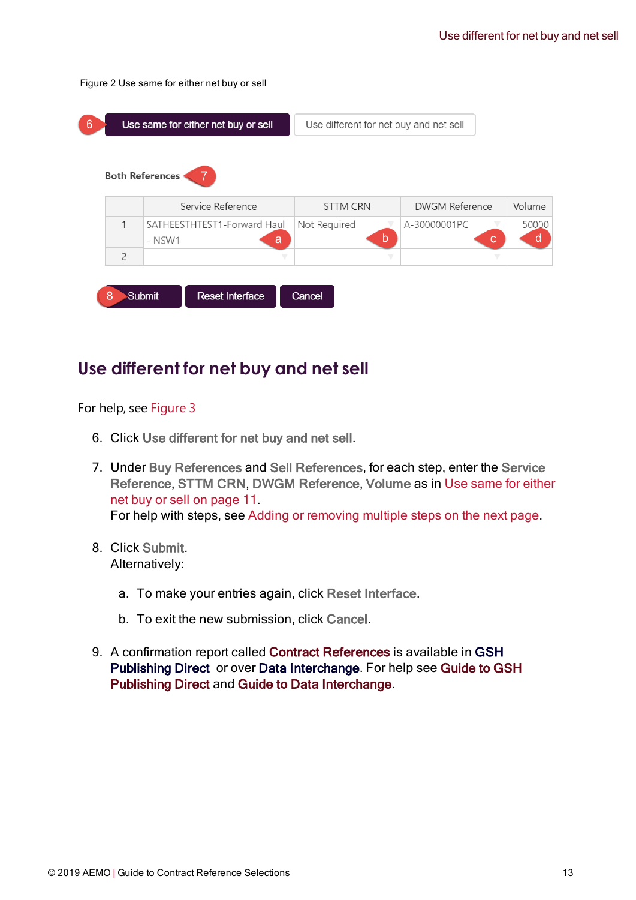Figure 2 Use same for either net buy or sell

6 Use same for either net buy or sell | Use different for net buy and net sell

Both References 7

| | Service Reference | STTM CRN | DWGM Reference | Volume |
|---|---|---|---|---|
| 1 | SATHEESTHTEST1-Forward Haul - NSW1 (a) | Not Required (b) | A-30000001PC (c) | 50000 (d) |
| 2 | | | | |

8 Submit | Reset Interface | Cancel

## Use different for net buy and net sell

For help, see Figure 3

6. Click **Use different for net buy and net sell**.
7. Under **Buy References** and **Sell References**, for each step, enter the **Service Reference**, **STTM CRN**, **DWGM Reference**, **Volume** as in Use same for either net buy or sell on page 11.
   For help with steps, see Adding or removing multiple steps on the next page.
8. Click **Submit**.
   Alternatively:
   a. To make your entries again, click **Reset Interface**.
   b. To exit the new submission, click **Cancel**.
9. A confirmation report called **Contract References** is available in **GSH Publishing Direct** or over **Data Interchange**. For help see **Guide to GSH Publishing Direct** and **Guide to Data Interchange**.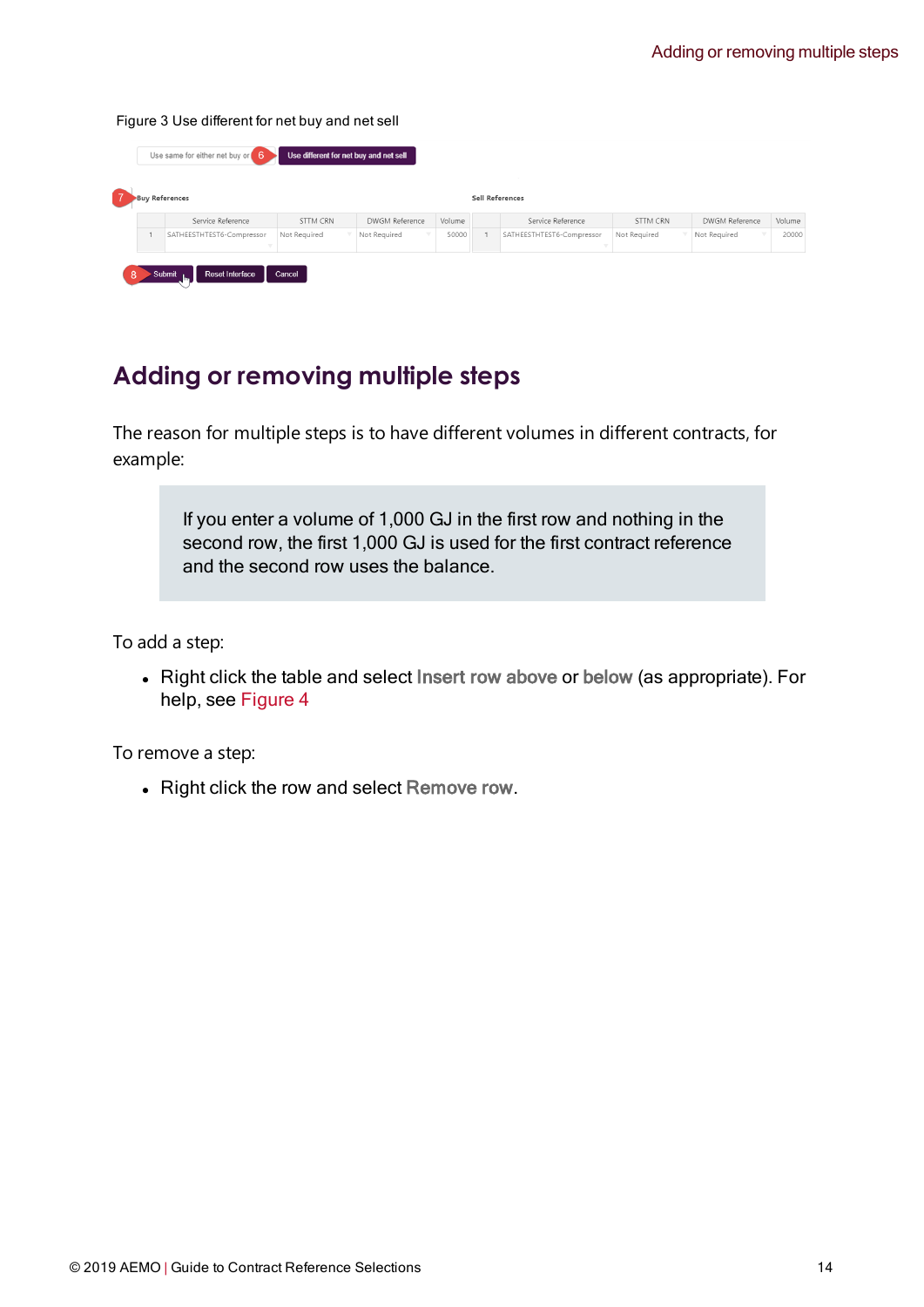Figure 3 Use different for net buy and net sell

## Adding or removing multiple steps

The reason for multiple steps is to have different volumes in different contracts, for example:

> If you enter a volume of 1,000 GJ in the first row and nothing in the second row, the first 1,000 GJ is used for the first contract reference and the second row uses the balance.

To add a step:

- Right click the table and select **Insert row above** or **below** (as appropriate). For help, see Figure 4

To remove a step:

- Right click the row and select **Remove row**.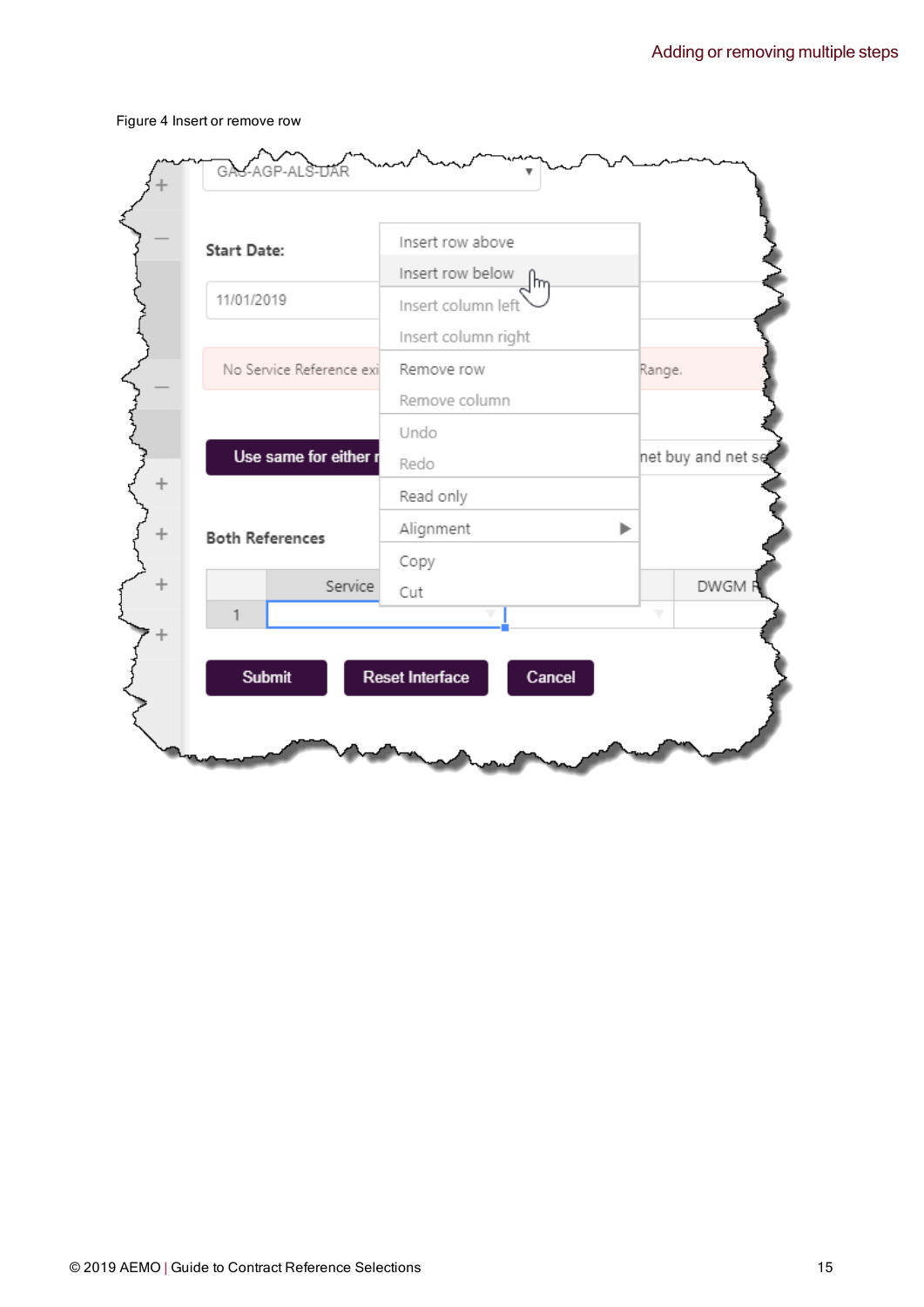Figure 4 Insert or remove row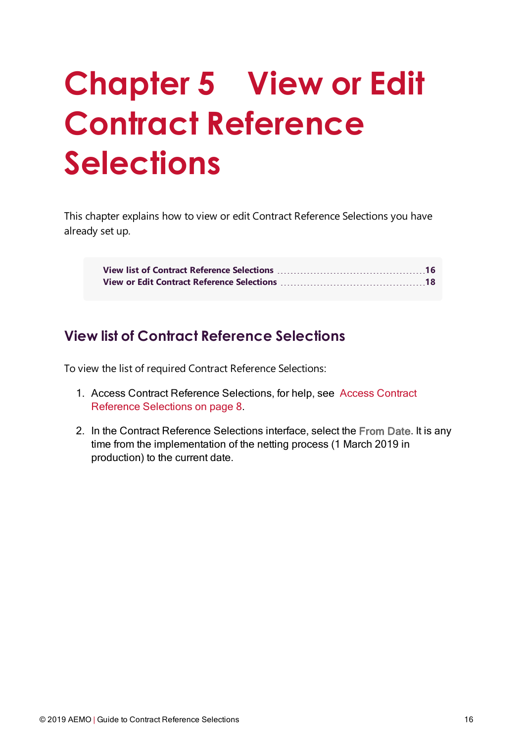# Chapter 5 View or Edit Contract Reference Selections

This chapter explains how to view or edit Contract Reference Selections you have already set up.

View list of Contract Reference Selections ............ 16
View or Edit Contract Reference Selections ............ 18

## View list of Contract Reference Selections

To view the list of required Contract Reference Selections:

1. Access Contract Reference Selections, for help, see Access Contract Reference Selections on page 8.
2. In the Contract Reference Selections interface, select the **From Date**. It is any time from the implementation of the netting process (1 March 2019 in production) to the current date.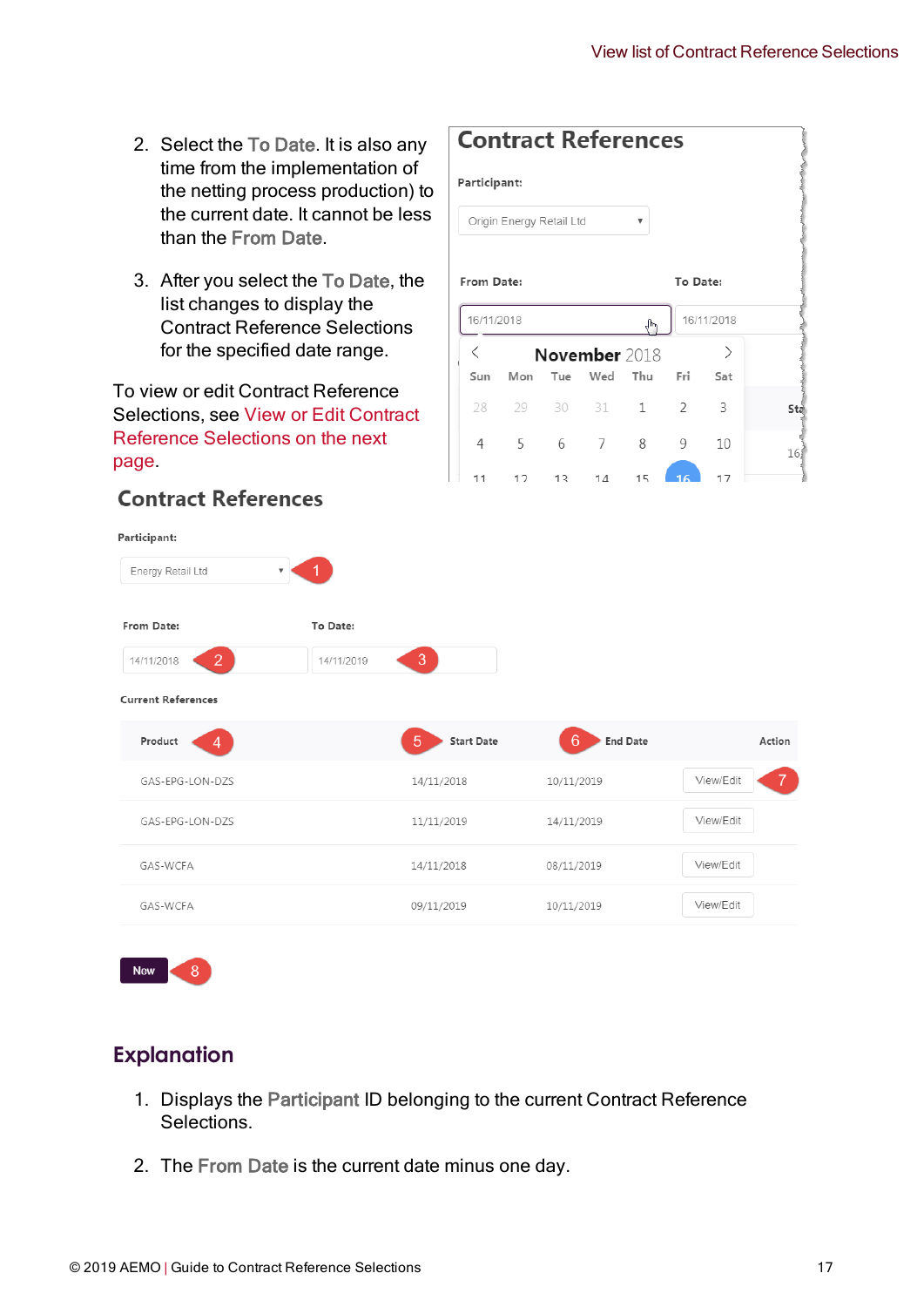2. Select the To Date. It is also any time from the implementation of the netting process production) to the current date. It cannot be less than the From Date.

3. After you select the To Date, the list changes to display the Contract Reference Selections for the specified date range.

To view or edit Contract Reference Selections, see View or Edit Contract Reference Selections on the next page.

## Explanation

1. Displays the Participant ID belonging to the current Contract Reference Selections.

2. The From Date is the current date minus one day.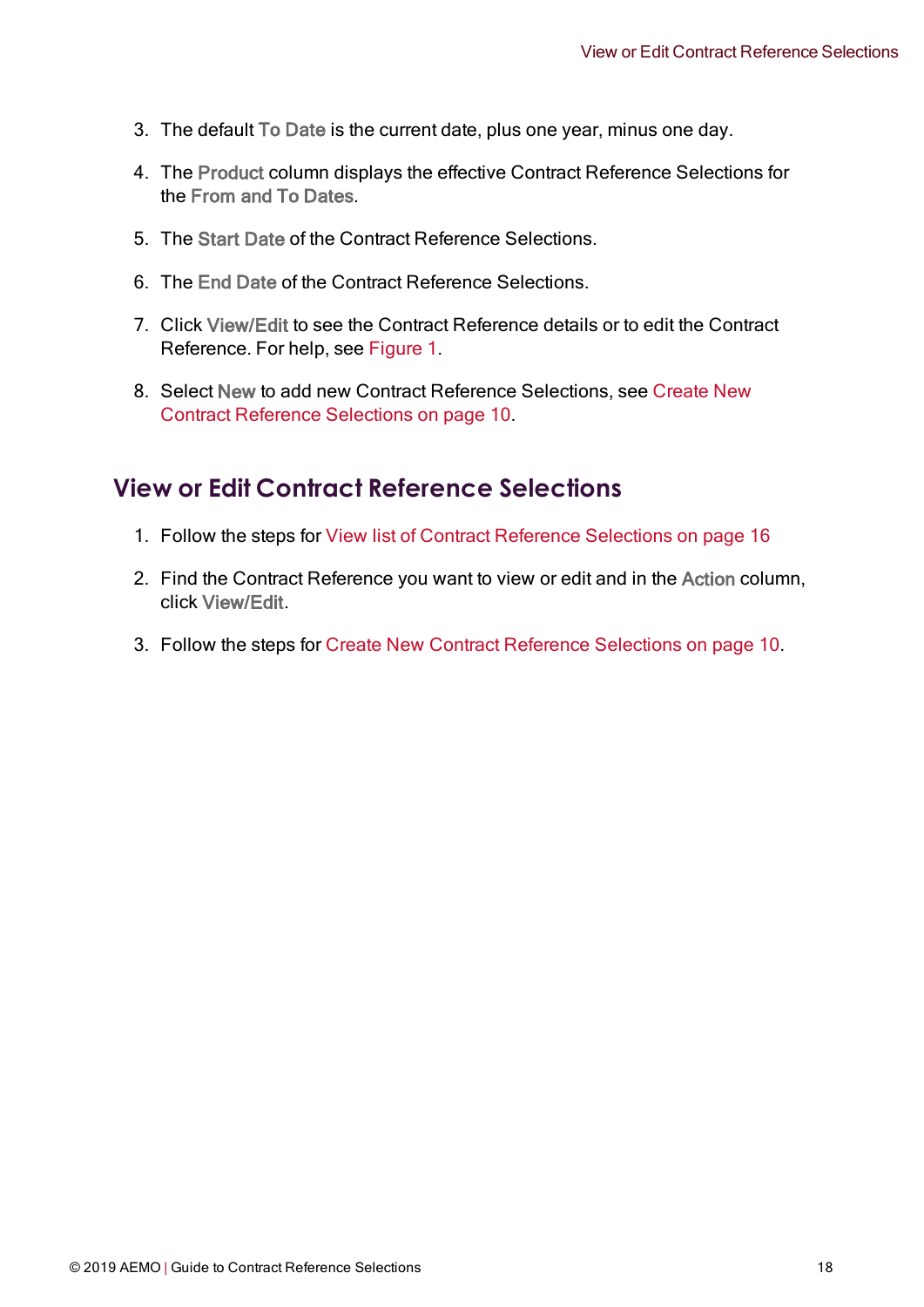3. The default To Date is the current date, plus one year, minus one day.

4. The Product column displays the effective Contract Reference Selections for the From and To Dates.

5. The Start Date of the Contract Reference Selections.

6. The End Date of the Contract Reference Selections.

7. Click View/Edit to see the Contract Reference details or to edit the Contract Reference. For help, see Figure 1.

8. Select New to add new Contract Reference Selections, see Create New Contract Reference Selections on page 10.

## View or Edit Contract Reference Selections

1. Follow the steps for View list of Contract Reference Selections on page 16

2. Find the Contract Reference you want to view or edit and in the Action column, click View/Edit.

3. Follow the steps for Create New Contract Reference Selections on page 10.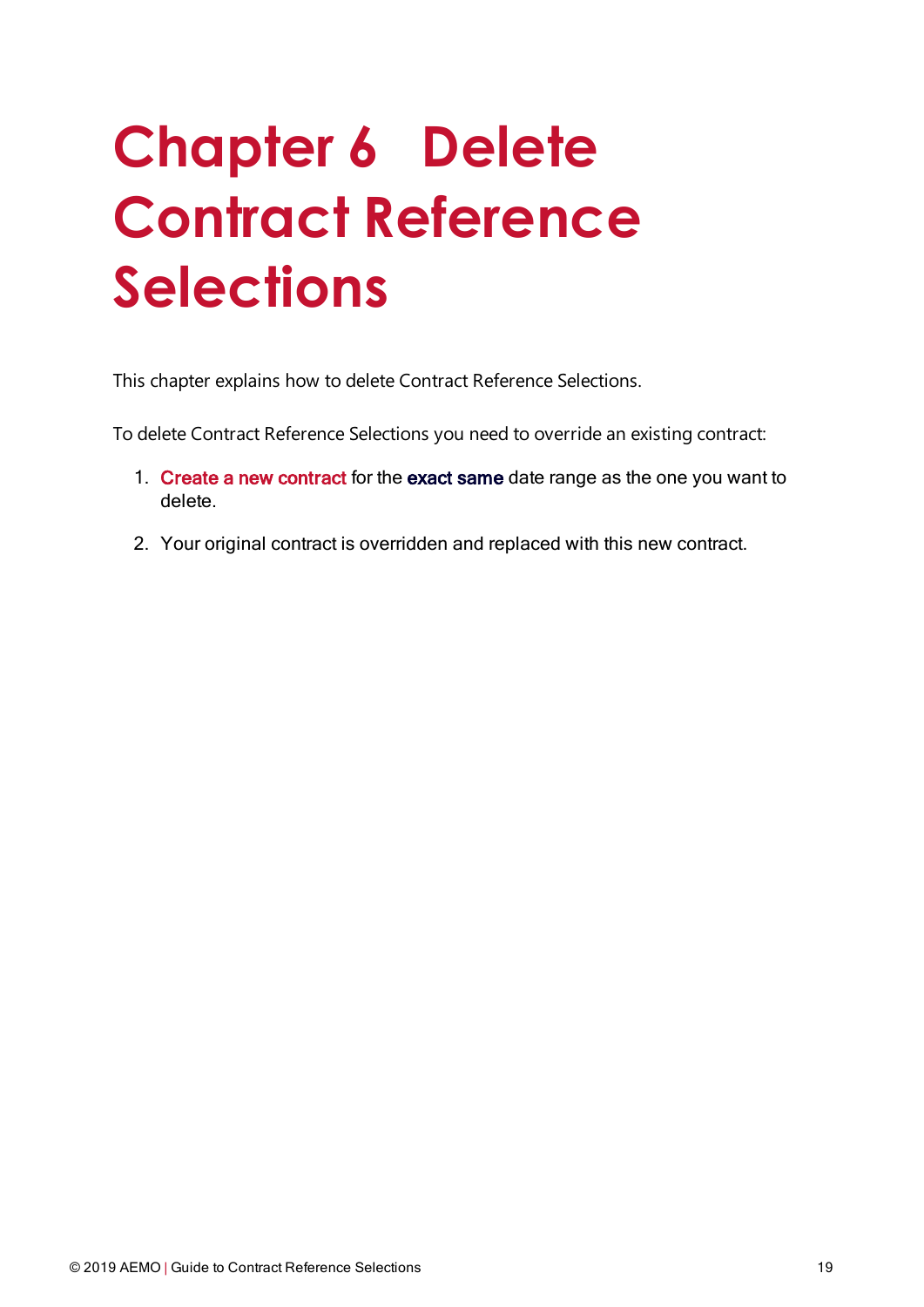# Chapter 6 Delete Contract Reference Selections

This chapter explains how to delete Contract Reference Selections.

To delete Contract Reference Selections you need to override an existing contract:

1. Create a new contract for the **exact same** date range as the one you want to delete.

2. Your original contract is overridden and replaced with this new contract.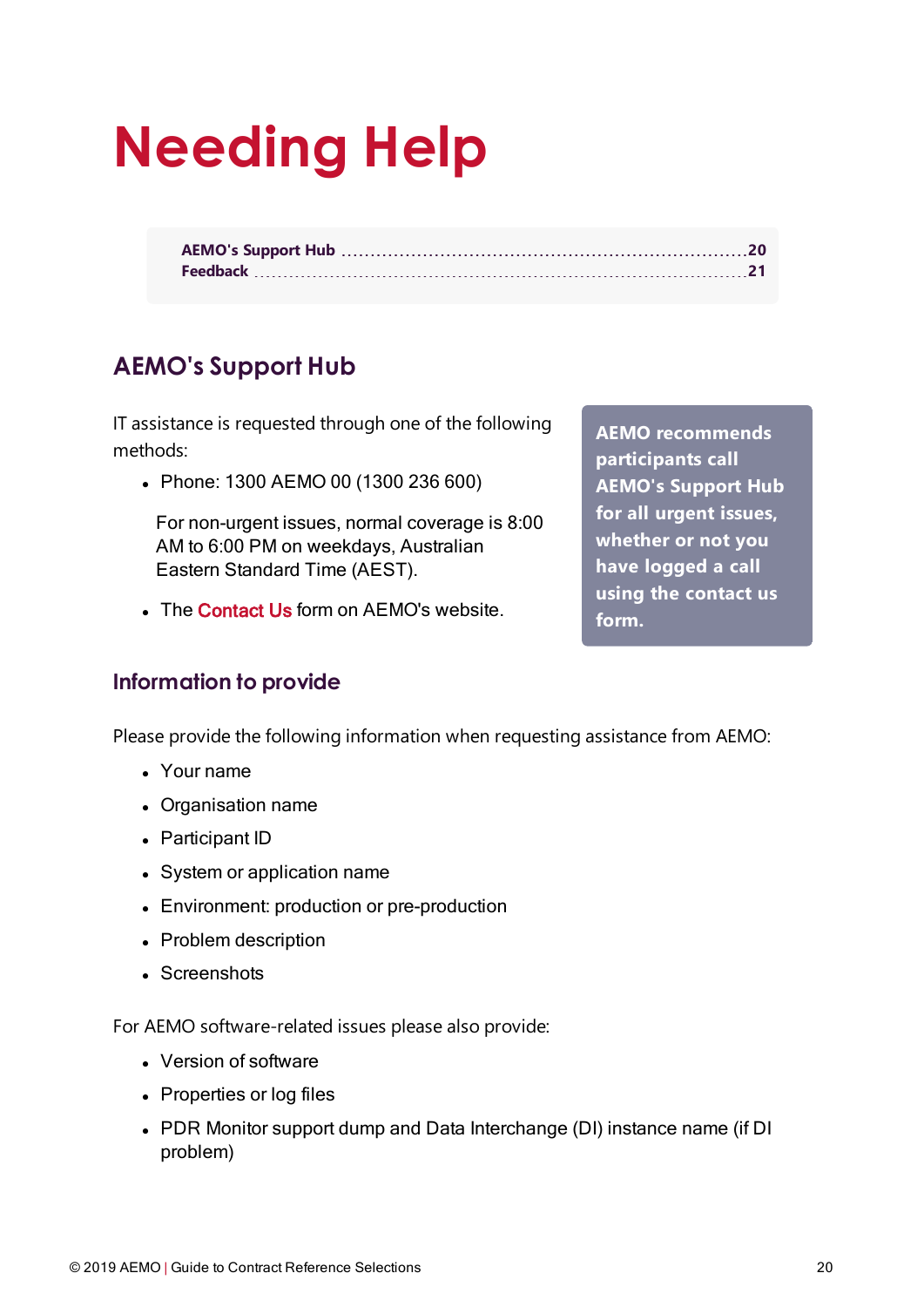# Needing Help

| | |
|---|---|
| AEMO's Support Hub | 20 |
| Feedback | 21 |

## AEMO's Support Hub

IT assistance is requested through one of the following methods:

- Phone: 1300 AEMO 00 (1300 236 600)

  For non-urgent issues, normal coverage is 8:00 AM to 6:00 PM on weekdays, Australian Eastern Standard Time (AEST).

- The Contact Us form on AEMO's website.

**AEMO recommends participants call AEMO's Support Hub for all urgent issues, whether or not you have logged a call using the contact us form.**

### Information to provide

Please provide the following information when requesting assistance from AEMO:

- Your name
- Organisation name
- Participant ID
- System or application name
- Environment: production or pre-production
- Problem description
- Screenshots

For AEMO software-related issues please also provide:

- Version of software
- Properties or log files
- PDR Monitor support dump and Data Interchange (DI) instance name (if DI problem)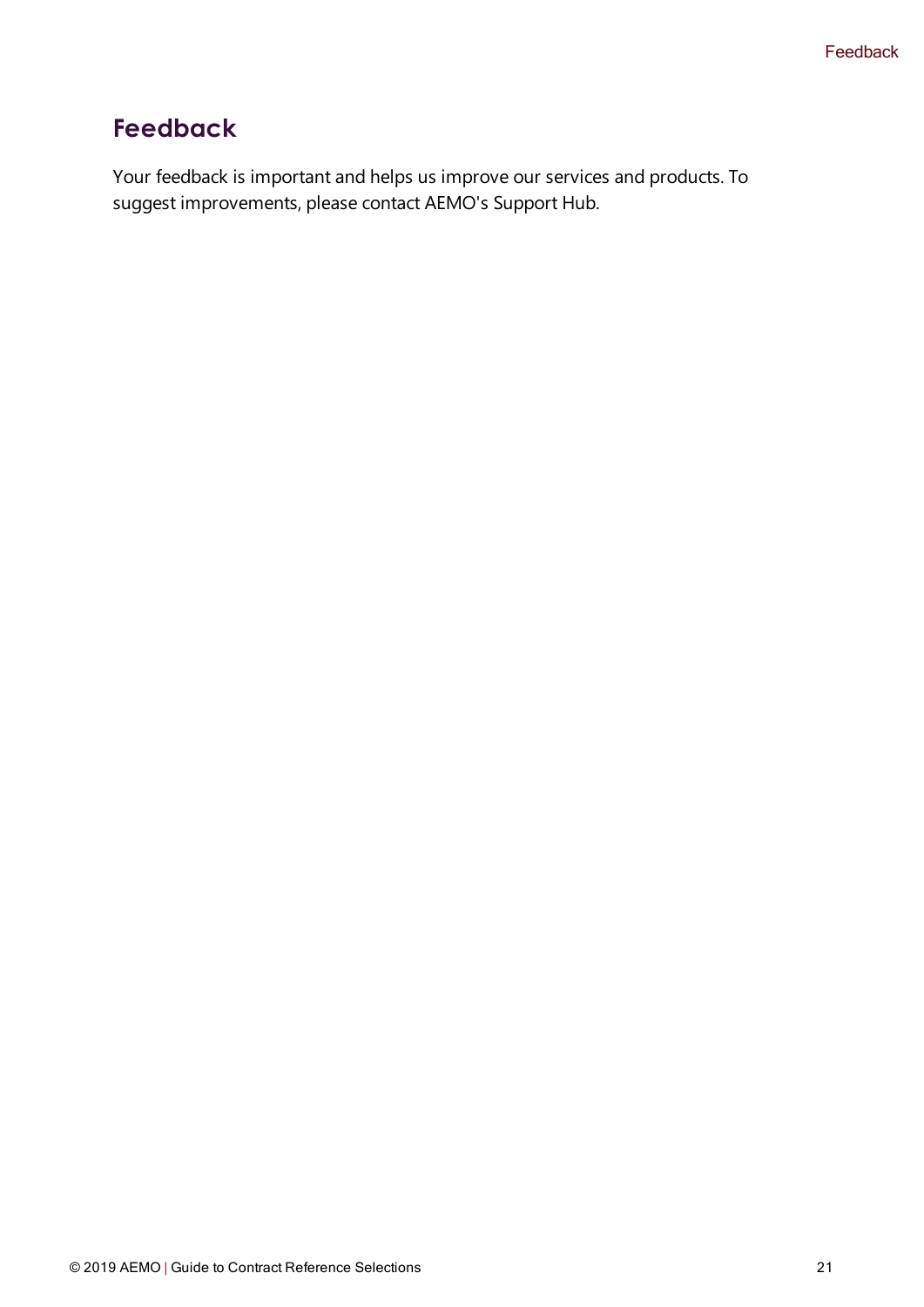# Feedback

Your feedback is important and helps us improve our services and products. To suggest improvements, please contact AEMO's Support Hub.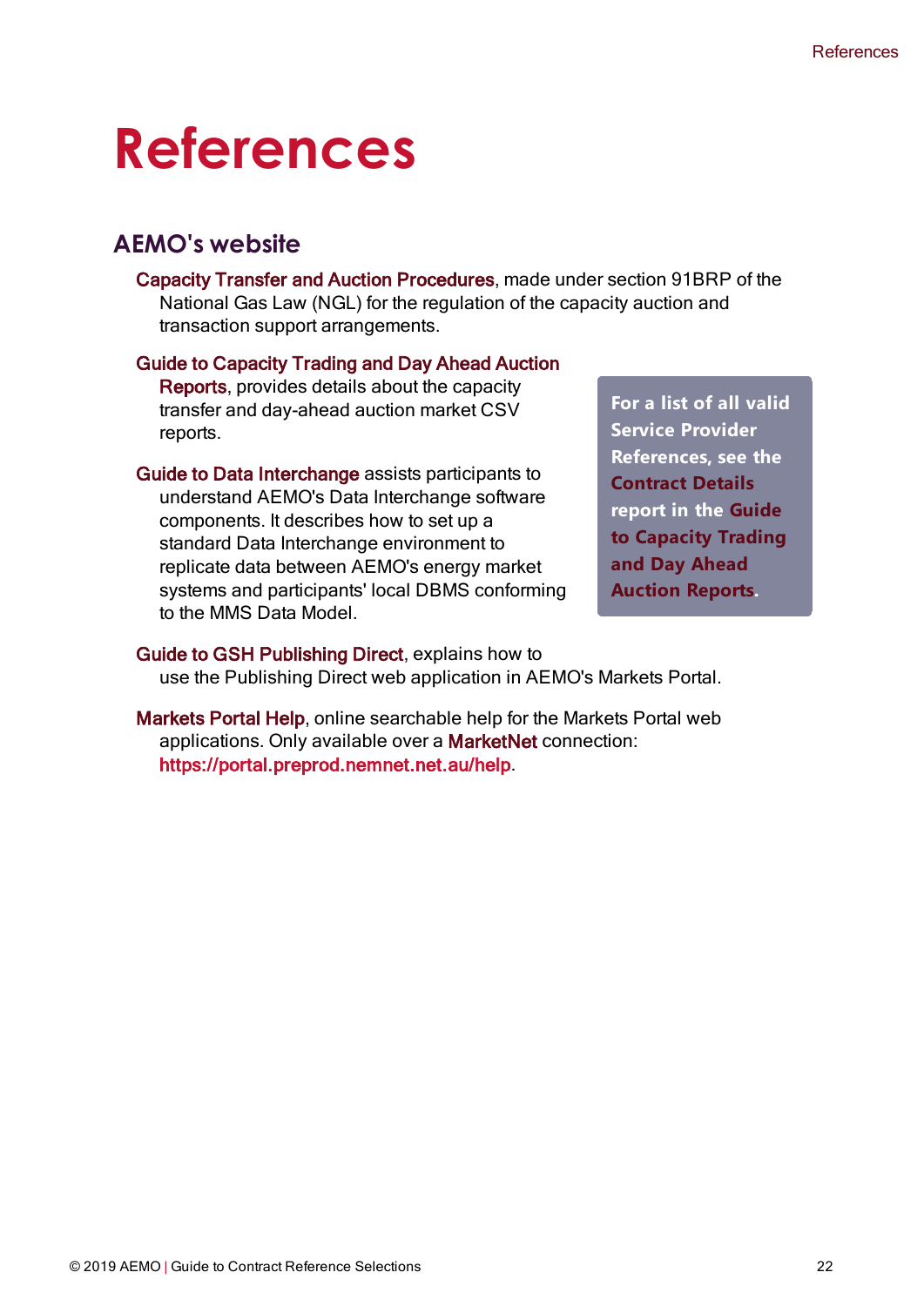# References

## AEMO's website

Capacity Transfer and Auction Procedures, made under section 91BRP of the National Gas Law (NGL) for the regulation of the capacity auction and transaction support arrangements.

Guide to Capacity Trading and Day Ahead Auction Reports, provides details about the capacity transfer and day-ahead auction market CSV reports.

Guide to Data Interchange assists participants to understand AEMO's Data Interchange software components. It describes how to set up a standard Data Interchange environment to replicate data between AEMO's energy market systems and participants' local DBMS conforming to the MMS Data Model.

> **For a list of all valid Service Provider References, see the Contract Details report in the Guide to Capacity Trading and Day Ahead Auction Reports.**

Guide to GSH Publishing Direct, explains how to use the Publishing Direct web application in AEMO's Markets Portal.

Markets Portal Help, online searchable help for the Markets Portal web applications. Only available over a MarketNet connection: https://portal.preprod.nemnet.net.au/help.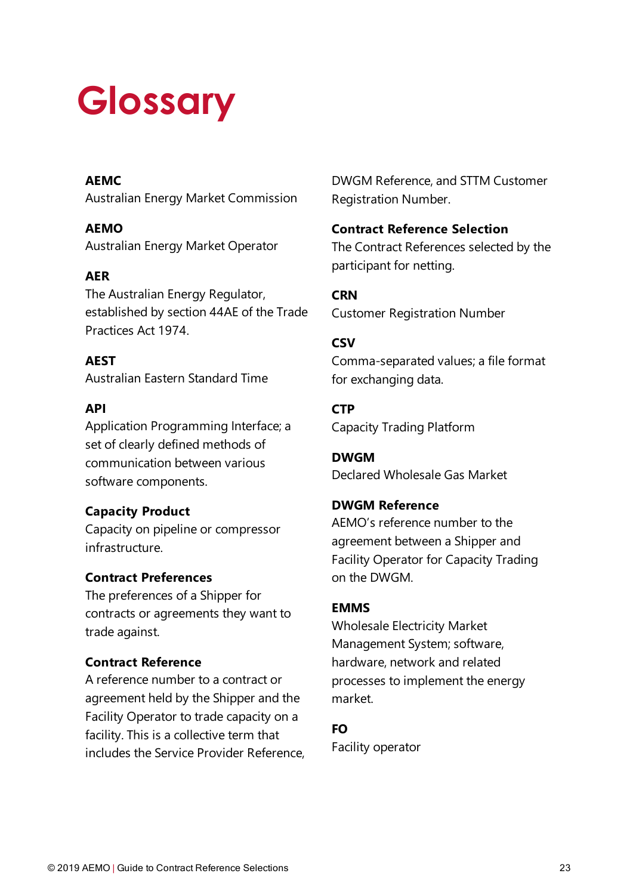# Glossary

**AEMC**
Australian Energy Market Commission

**AEMO**
Australian Energy Market Operator

**AER**
The Australian Energy Regulator, established by section 44AE of the Trade Practices Act 1974.

**AEST**
Australian Eastern Standard Time

**API**
Application Programming Interface; a set of clearly defined methods of communication between various software components.

**Capacity Product**
Capacity on pipeline or compressor infrastructure.

**Contract Preferences**
The preferences of a Shipper for contracts or agreements they want to trade against.

**Contract Reference**
A reference number to a contract or agreement held by the Shipper and the Facility Operator to trade capacity on a facility. This is a collective term that includes the Service Provider Reference, DWGM Reference, and STTM Customer Registration Number.

**Contract Reference Selection**
The Contract References selected by the participant for netting.

**CRN**
Customer Registration Number

**CSV**
Comma-separated values; a file format for exchanging data.

**CTP**
Capacity Trading Platform

**DWGM**
Declared Wholesale Gas Market

**DWGM Reference**
AEMO's reference number to the agreement between a Shipper and Facility Operator for Capacity Trading on the DWGM.

**EMMS**
Wholesale Electricity Market Management System; software, hardware, network and related processes to implement the energy market.

**FO**
Facility operator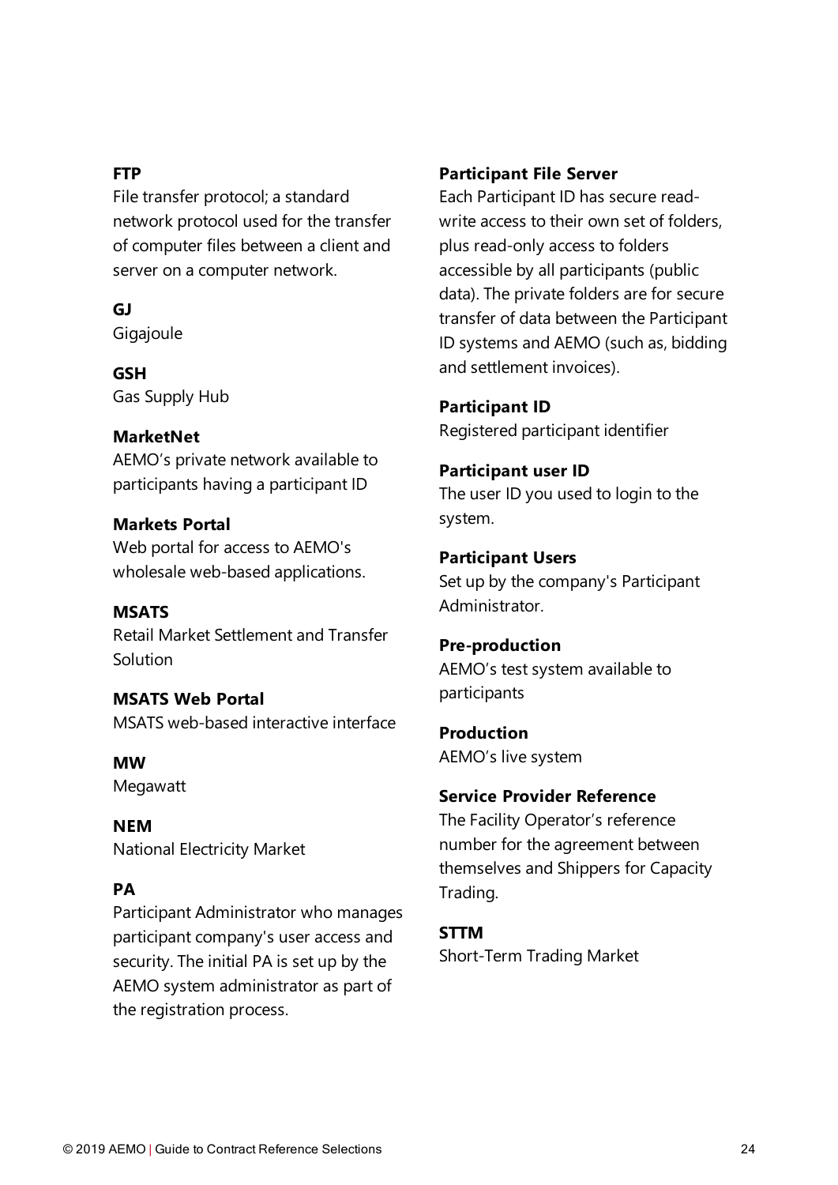**FTP**
File transfer protocol; a standard network protocol used for the transfer of computer files between a client and server on a computer network.

**GJ**
Gigajoule

**GSH**
Gas Supply Hub

**MarketNet**
AEMO's private network available to participants having a participant ID

**Markets Portal**
Web portal for access to AEMO's wholesale web-based applications.

**MSATS**
Retail Market Settlement and Transfer Solution

**MSATS Web Portal**
MSATS web-based interactive interface

**MW**
Megawatt

**NEM**
National Electricity Market

**PA**
Participant Administrator who manages participant company's user access and security. The initial PA is set up by the AEMO system administrator as part of the registration process.

**Participant File Server**
Each Participant ID has secure read-write access to their own set of folders, plus read-only access to folders accessible by all participants (public data). The private folders are for secure transfer of data between the Participant ID systems and AEMO (such as, bidding and settlement invoices).

**Participant ID**
Registered participant identifier

**Participant user ID**
The user ID you used to login to the system.

**Participant Users**
Set up by the company's Participant Administrator.

**Pre-production**
AEMO's test system available to participants

**Production**
AEMO's live system

**Service Provider Reference**
The Facility Operator's reference number for the agreement between themselves and Shippers for Capacity Trading.

**STTM**
Short-Term Trading Market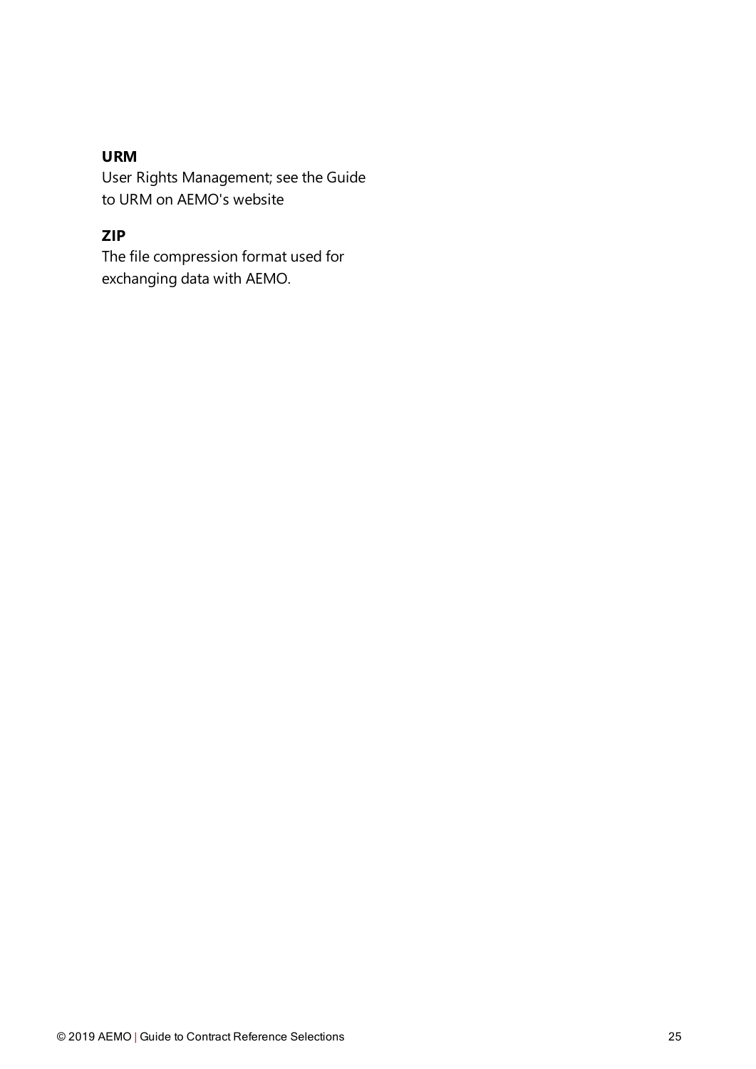**URM**
User Rights Management; see the Guide to URM on AEMO's website

**ZIP**
The file compression format used for exchanging data with AEMO.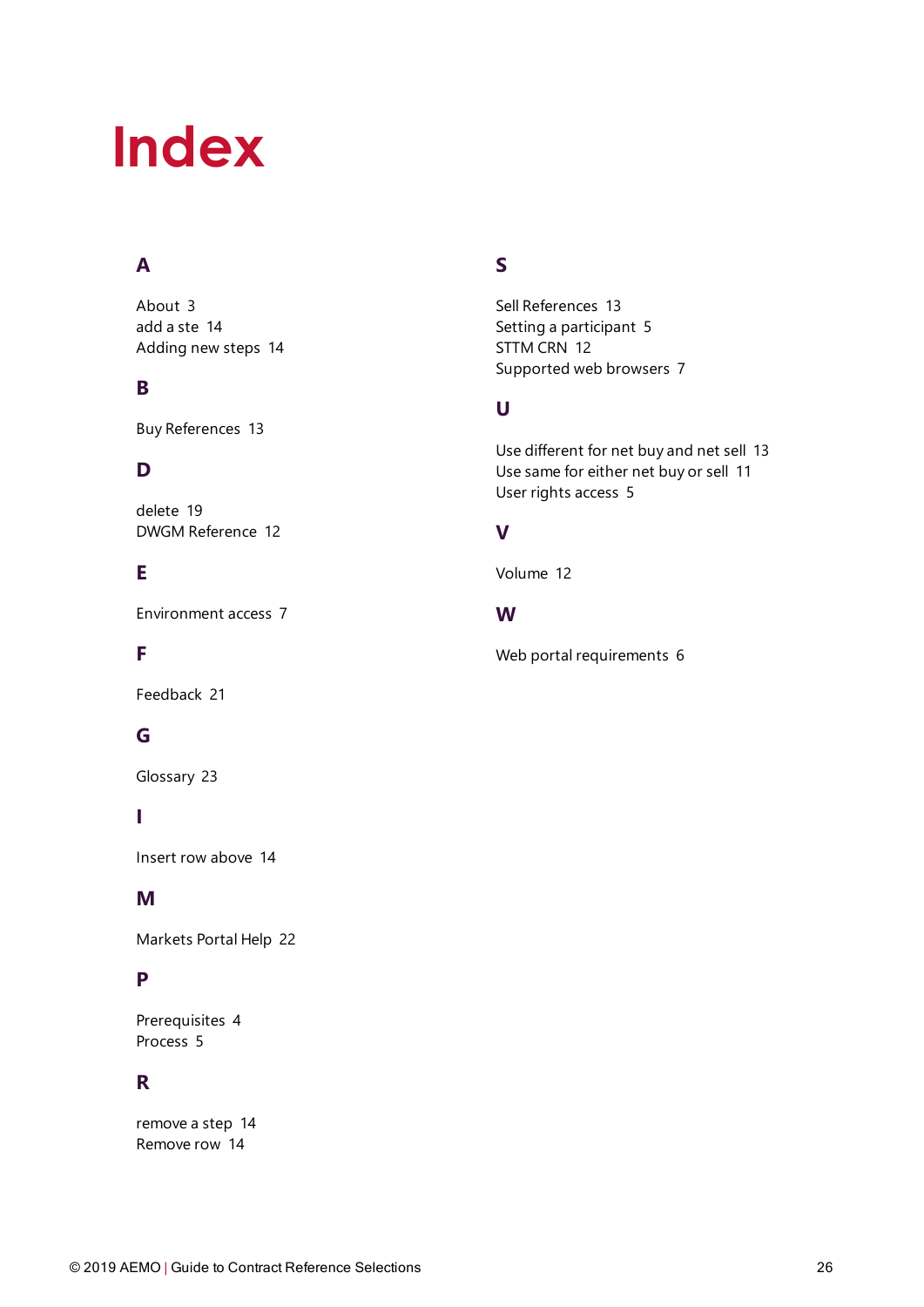# Index

## A

About 3
add a ste 14
Adding new steps 14

## B

Buy References 13

## D

delete 19
DWGM Reference 12

## E

Environment access 7

## F

Feedback 21

## G

Glossary 23

## I

Insert row above 14

## M

Markets Portal Help 22

## P

Prerequisites 4
Process 5

## R

remove a step 14
Remove row 14

## S

Sell References 13
Setting a participant 5
STTM CRN 12
Supported web browsers 7

## U

Use different for net buy and net sell 13
Use same for either net buy or sell 11
User rights access 5

## V

Volume 12

## W

Web portal requirements 6